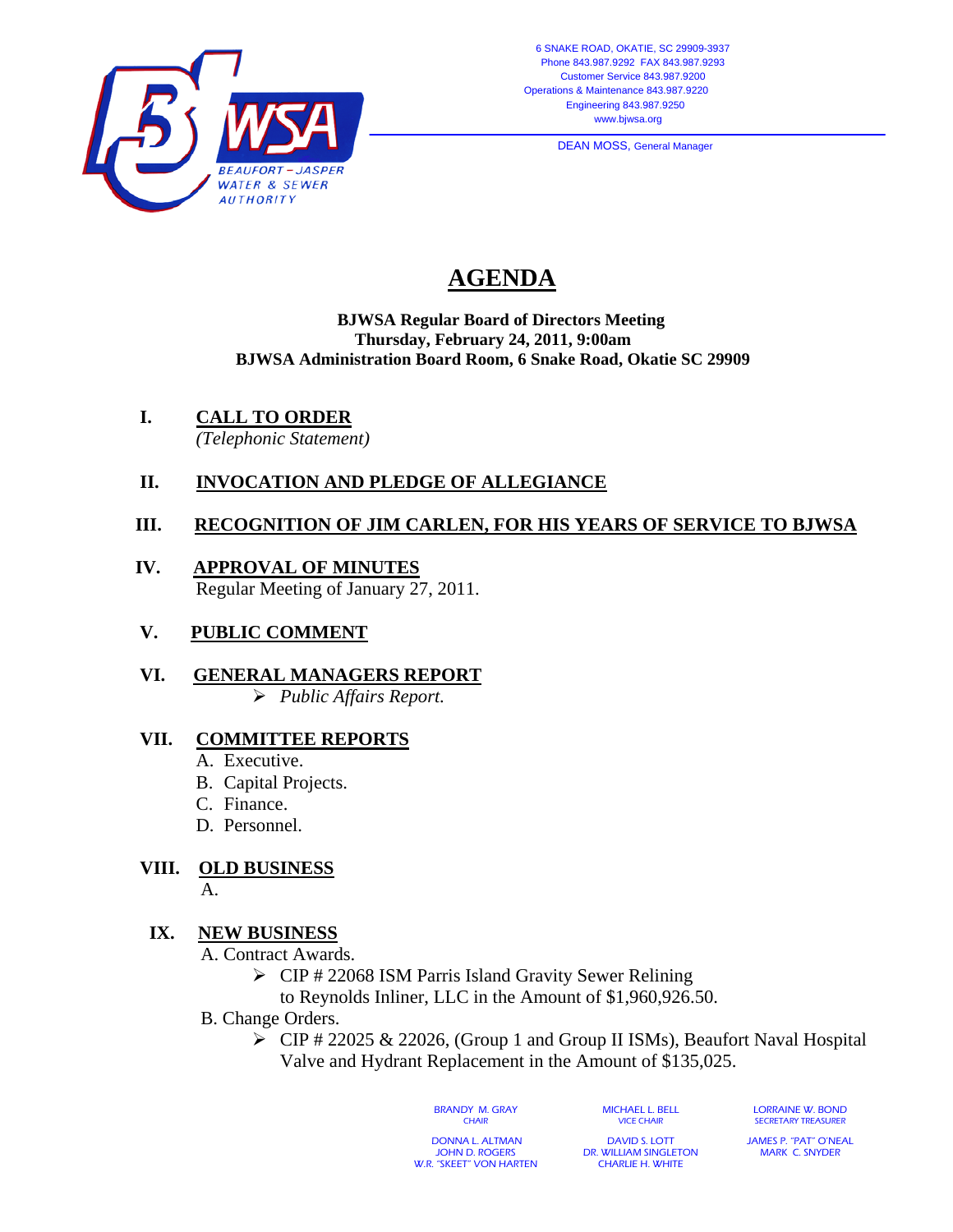BEAUFORT – JASPER WATER & SEWER AUTHORITY

6 SNAKE ROAD, OKATIE, SC 29909-3937
Phone 843.987.9292 FAX 843.987.9293
Customer Service 843.987.9200
Operations & Maintenance 843.987.9220
Engineering 843.987.9250
www.bjwsa.org

DEAN MOSS, General Manager

# AGENDA

**BJWSA Regular Board of Directors Meeting**
**Thursday, February 24, 2011, 9:00am**
**BJWSA Administration Board Room, 6 Snake Road, Okatie SC 29909**

## I. CALL TO ORDER

*(Telephonic Statement)*

## II. INVOCATION AND PLEDGE OF ALLEGIANCE

## III. RECOGNITION OF JIM CARLEN, FOR HIS YEARS OF SERVICE TO BJWSA

## IV. APPROVAL OF MINUTES

Regular Meeting of January 27, 2011.

## V. PUBLIC COMMENT

## VI. GENERAL MANAGERS REPORT

- *Public Affairs Report.*

## VII. COMMITTEE REPORTS

A. Executive.
B. Capital Projects.
C. Finance.
D. Personnel.

## VIII. OLD BUSINESS

A.

## IX. NEW BUSINESS

A. Contract Awards.

- CIP # 22068 ISM Parris Island Gravity Sewer Relining to Reynolds Inliner, LLC in the Amount of $1,960,926.50.

B. Change Orders.

- CIP # 22025 & 22026, (Group 1 and Group II ISMs), Beaufort Naval Hospital Valve and Hydrant Replacement in the Amount of $135,025.

BRANDY M. GRAY, CHAIR
MICHAEL L. BELL, VICE CHAIR
LORRAINE W. BOND, SECRETARY TREASURER

DONNA L. ALTMAN
JOHN D. ROGERS
W.R. "SKEET" VON HARTEN
DAVID S. LOTT
DR. WILLIAM SINGLETON
CHARLIE H. WHITE
JAMES P. "PAT" O'NEAL
MARK C. SNYDER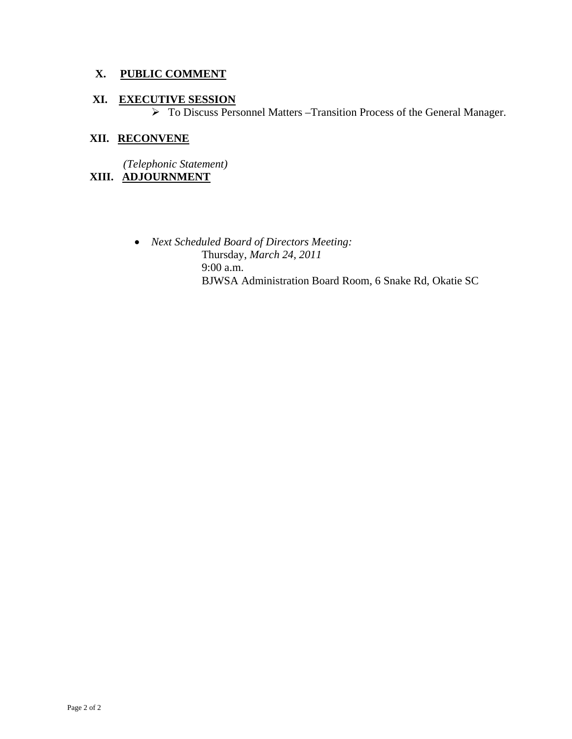**X. <u>PUBLIC COMMENT</u>**

**XI. <u>EXECUTIVE SESSION</u>**

- To Discuss Personnel Matters –Transition Process of the General Manager.

**XII. <u>RECONVENE</u>**

*(Telephonic Statement)*

**XIII. <u>ADJOURNMENT</u>**

- *Next Scheduled Board of Directors Meeting:*
  Thursday, *March 24, 2011*
  9:00 a.m.
  BJWSA Administration Board Room, 6 Snake Rd, Okatie SC